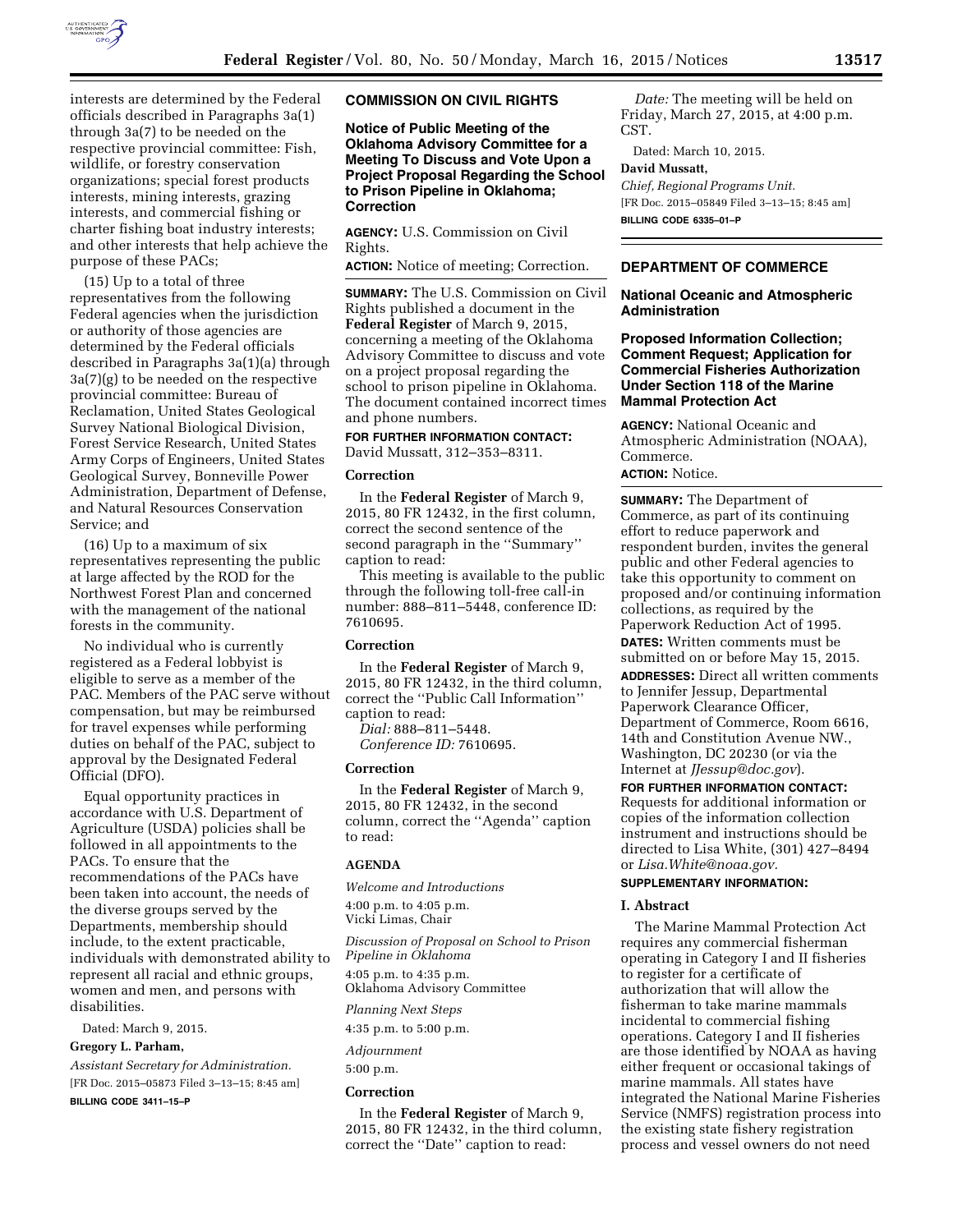interests are determined by the Federal officials described in Paragraphs 3a(1) through 3a(7) to be needed on the respective provincial committee: Fish, wildlife, or forestry conservation organizations; special forest products interests, mining interests, grazing interests, and commercial fishing or charter fishing boat industry interests; and other interests that help achieve the purpose of these PACs;

(15) Up to a total of three representatives from the following Federal agencies when the jurisdiction or authority of those agencies are determined by the Federal officials described in Paragraphs 3a(1)(a) through 3a(7)(g) to be needed on the respective provincial committee: Bureau of Reclamation, United States Geological Survey National Biological Division, Forest Service Research, United States Army Corps of Engineers, United States Geological Survey, Bonneville Power Administration, Department of Defense, and Natural Resources Conservation Service; and

(16) Up to a maximum of six representatives representing the public at large affected by the ROD for the Northwest Forest Plan and concerned with the management of the national forests in the community.

No individual who is currently registered as a Federal lobbyist is eligible to serve as a member of the PAC. Members of the PAC serve without compensation, but may be reimbursed for travel expenses while performing duties on behalf of the PAC, subject to approval by the Designated Federal Official (DFO).

Equal opportunity practices in accordance with U.S. Department of Agriculture (USDA) policies shall be followed in all appointments to the PACs. To ensure that the recommendations of the PACs have been taken into account, the needs of the diverse groups served by the Departments, membership should include, to the extent practicable, individuals with demonstrated ability to represent all racial and ethnic groups, women and men, and persons with disabilities.

Dated: March 9, 2015.

**Gregory L. Parham,**

*Assistant Secretary for Administration.*

[FR Doc. 2015–05873 Filed 3–13–15; 8:45 am]

**BILLING CODE 3411–15–P**

## COMMISSION ON CIVIL RIGHTS

### Notice of Public Meeting of the Oklahoma Advisory Committee for a Meeting To Discuss and Vote Upon a Project Proposal Regarding the School to Prison Pipeline in Oklahoma; Correction

**AGENCY:** U.S. Commission on Civil Rights.

**ACTION:** Notice of meeting; Correction.

**SUMMARY:** The U.S. Commission on Civil Rights published a document in the **Federal Register** of March 9, 2015, concerning a meeting of the Oklahoma Advisory Committee to discuss and vote on a project proposal regarding the school to prison pipeline in Oklahoma. The document contained incorrect times and phone numbers.

**FOR FURTHER INFORMATION CONTACT:** David Mussatt, 312–353–8311.

#### Correction

In the **Federal Register** of March 9, 2015, 80 FR 12432, in the first column, correct the second sentence of the second paragraph in the ''Summary'' caption to read:

This meeting is available to the public through the following toll-free call-in number: 888–811–5448, conference ID: 7610695.

#### Correction

In the **Federal Register** of March 9, 2015, 80 FR 12432, in the third column, correct the ''Public Call Information'' caption to read:

*Dial:* 888–811–5448.
*Conference ID:* 7610695.

#### Correction

In the **Federal Register** of March 9, 2015, 80 FR 12432, in the second column, correct the ''Agenda'' caption to read:

#### AGENDA

*Welcome and Introductions*

4:00 p.m. to 4:05 p.m.
Vicki Limas, Chair

*Discussion of Proposal on School to Prison Pipeline in Oklahoma*

4:05 p.m. to 4:35 p.m.
Oklahoma Advisory Committee

*Planning Next Steps*

4:35 p.m. to 5:00 p.m.

*Adjournment*

5:00 p.m.

#### Correction

In the **Federal Register** of March 9, 2015, 80 FR 12432, in the third column, correct the ''Date'' caption to read:

*Date:* The meeting will be held on Friday, March 27, 2015, at 4:00 p.m. CST.

Dated: March 10, 2015.

**David Mussatt,**

*Chief, Regional Programs Unit.*

[FR Doc. 2015–05849 Filed 3–13–15; 8:45 am]

**BILLING CODE 6335–01–P**

## DEPARTMENT OF COMMERCE

### National Oceanic and Atmospheric Administration

### Proposed Information Collection; Comment Request; Application for Commercial Fisheries Authorization Under Section 118 of the Marine Mammal Protection Act

**AGENCY:** National Oceanic and Atmospheric Administration (NOAA), Commerce.

**ACTION:** Notice.

**SUMMARY:** The Department of Commerce, as part of its continuing effort to reduce paperwork and respondent burden, invites the general public and other Federal agencies to take this opportunity to comment on proposed and/or continuing information collections, as required by the Paperwork Reduction Act of 1995.

**DATES:** Written comments must be submitted on or before May 15, 2015.

**ADDRESSES:** Direct all written comments to Jennifer Jessup, Departmental Paperwork Clearance Officer, Department of Commerce, Room 6616, 14th and Constitution Avenue NW., Washington, DC 20230 (or via the Internet at *JJessup@doc.gov*).

**FOR FURTHER INFORMATION CONTACT:** Requests for additional information or copies of the information collection instrument and instructions should be directed to Lisa White, (301) 427–8494 or *Lisa.White@noaa.gov.*

**SUPPLEMENTARY INFORMATION:**

#### I. Abstract

The Marine Mammal Protection Act requires any commercial fisherman operating in Category I and II fisheries to register for a certificate of authorization that will allow the fisherman to take marine mammals incidental to commercial fishing operations. Category I and II fisheries are those identified by NOAA as having either frequent or occasional takings of marine mammals. All states have integrated the National Marine Fisheries Service (NMFS) registration process into the existing state fishery registration process and vessel owners do not need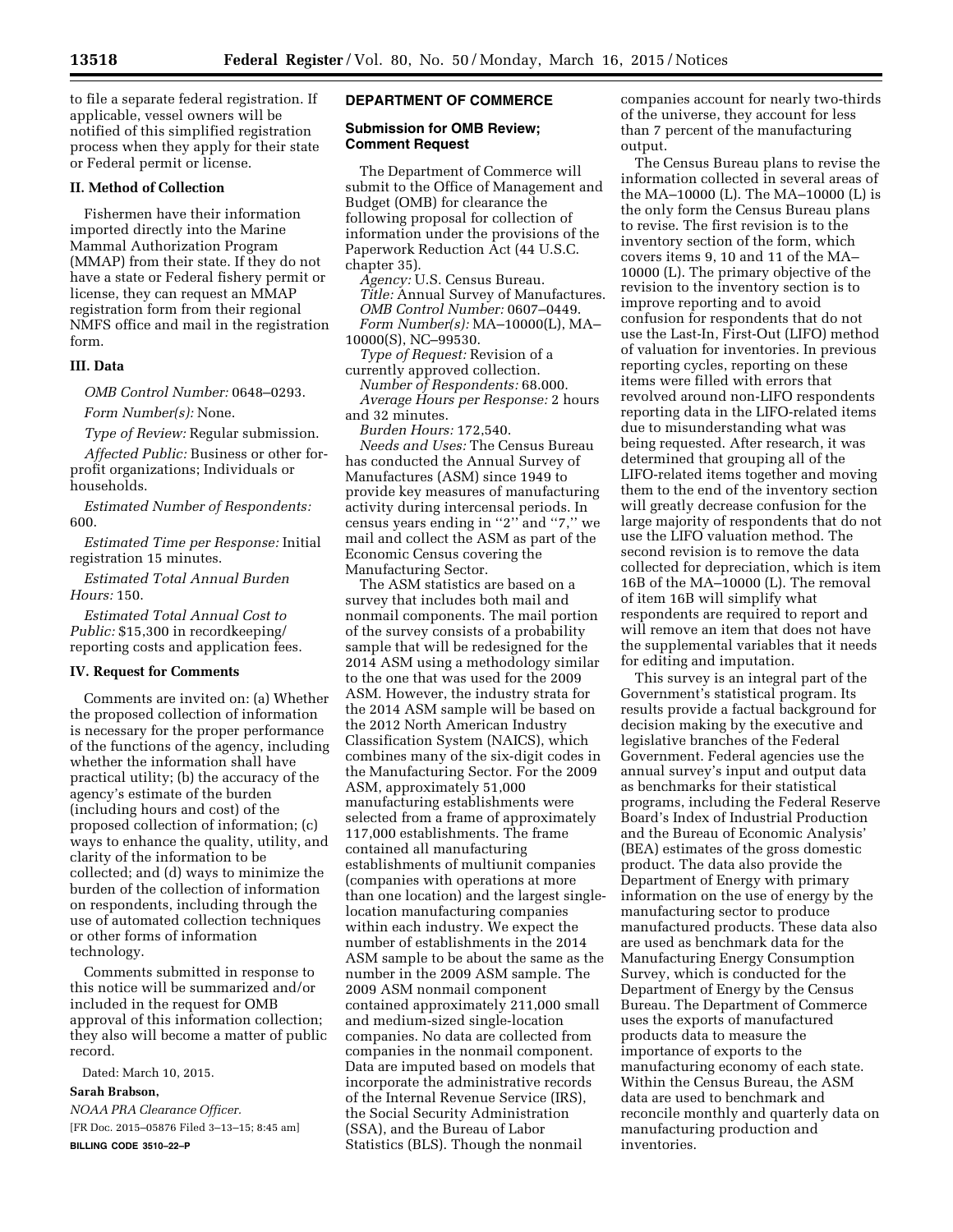to file a separate federal registration. If applicable, vessel owners will be notified of this simplified registration process when they apply for their state or Federal permit or license.

### II. Method of Collection

Fishermen have their information imported directly into the Marine Mammal Authorization Program (MMAP) from their state. If they do not have a state or Federal fishery permit or license, they can request an MMAP registration form from their regional NMFS office and mail in the registration form.

### III. Data

*OMB Control Number:* 0648–0293.

*Form Number(s):* None.

*Type of Review:* Regular submission.

*Affected Public:* Business or other for-profit organizations; Individuals or households.

*Estimated Number of Respondents:* 600.

*Estimated Time per Response:* Initial registration 15 minutes.

*Estimated Total Annual Burden Hours:* 150.

*Estimated Total Annual Cost to Public:* $15,300 in recordkeeping/reporting costs and application fees.

### IV. Request for Comments

Comments are invited on: (a) Whether the proposed collection of information is necessary for the proper performance of the functions of the agency, including whether the information shall have practical utility; (b) the accuracy of the agency's estimate of the burden (including hours and cost) of the proposed collection of information; (c) ways to enhance the quality, utility, and clarity of the information to be collected; and (d) ways to minimize the burden of the collection of information on respondents, including through the use of automated collection techniques or other forms of information technology.

Comments submitted in response to this notice will be summarized and/or included in the request for OMB approval of this information collection; they also will become a matter of public record.

Dated: March 10, 2015.

**Sarah Brabson,**

*NOAA PRA Clearance Officer.*

[FR Doc. 2015–05876 Filed 3–13–15; 8:45 am]

**BILLING CODE 3510–22–P**

## DEPARTMENT OF COMMERCE

### Submission for OMB Review; Comment Request

The Department of Commerce will submit to the Office of Management and Budget (OMB) for clearance the following proposal for collection of information under the provisions of the Paperwork Reduction Act (44 U.S.C. chapter 35).

*Agency:* U.S. Census Bureau.

*Title:* Annual Survey of Manufactures.

*OMB Control Number:* 0607–0449.

*Form Number(s):* MA–10000(L), MA–10000(S), NC–99530.

*Type of Request:* Revision of a currently approved collection.

*Number of Respondents:* 68.000.

*Average Hours per Response:* 2 hours and 32 minutes.

*Burden Hours:* 172,540.

*Needs and Uses:* The Census Bureau has conducted the Annual Survey of Manufactures (ASM) since 1949 to provide key measures of manufacturing activity during intercensal periods. In census years ending in ''2'' and ''7,'' we mail and collect the ASM as part of the Economic Census covering the Manufacturing Sector.

The ASM statistics are based on a survey that includes both mail and nonmail components. The mail portion of the survey consists of a probability sample that will be redesigned for the 2014 ASM using a methodology similar to the one that was used for the 2009 ASM. However, the industry strata for the 2014 ASM sample will be based on the 2012 North American Industry Classification System (NAICS), which combines many of the six-digit codes in the Manufacturing Sector. For the 2009 ASM, approximately 51,000 manufacturing establishments were selected from a frame of approximately 117,000 establishments. The frame contained all manufacturing establishments of multiunit companies (companies with operations at more than one location) and the largest single-location manufacturing companies within each industry. We expect the number of establishments in the 2014 ASM sample to be about the same as the number in the 2009 ASM sample. The 2009 ASM nonmail component contained approximately 211,000 small and medium-sized single-location companies. No data are collected from companies in the nonmail component. Data are imputed based on models that incorporate the administrative records of the Internal Revenue Service (IRS), the Social Security Administration (SSA), and the Bureau of Labor Statistics (BLS). Though the nonmail companies account for nearly two-thirds of the universe, they account for less than 7 percent of the manufacturing output.

The Census Bureau plans to revise the information collected in several areas of the MA–10000 (L). The MA–10000 (L) is the only form the Census Bureau plans to revise. The first revision is to the inventory section of the form, which covers items 9, 10 and 11 of the MA–10000 (L). The primary objective of the revision to the inventory section is to improve reporting and to avoid confusion for respondents that do not use the Last-In, First-Out (LIFO) method of valuation for inventories. In previous reporting cycles, reporting on these items were filled with errors that revolved around non-LIFO respondents reporting data in the LIFO-related items due to misunderstanding what was being requested. After research, it was determined that grouping all of the LIFO-related items together and moving them to the end of the inventory section will greatly decrease confusion for the large majority of respondents that do not use the LIFO valuation method. The second revision is to remove the data collected for depreciation, which is item 16B of the MA–10000 (L). The removal of item 16B will simplify what respondents are required to report and will remove an item that does not have the supplemental variables that it needs for editing and imputation.

This survey is an integral part of the Government's statistical program. Its results provide a factual background for decision making by the executive and legislative branches of the Federal Government. Federal agencies use the annual survey's input and output data as benchmarks for their statistical programs, including the Federal Reserve Board's Index of Industrial Production and the Bureau of Economic Analysis' (BEA) estimates of the gross domestic product. The data also provide the Department of Energy with primary information on the use of energy by the manufacturing sector to produce manufactured products. These data also are used as benchmark data for the Manufacturing Energy Consumption Survey, which is conducted for the Department of Energy by the Census Bureau. The Department of Commerce uses the exports of manufactured products data to measure the importance of exports to the manufacturing economy of each state. Within the Census Bureau, the ASM data are used to benchmark and reconcile monthly and quarterly data on manufacturing production and inventories.